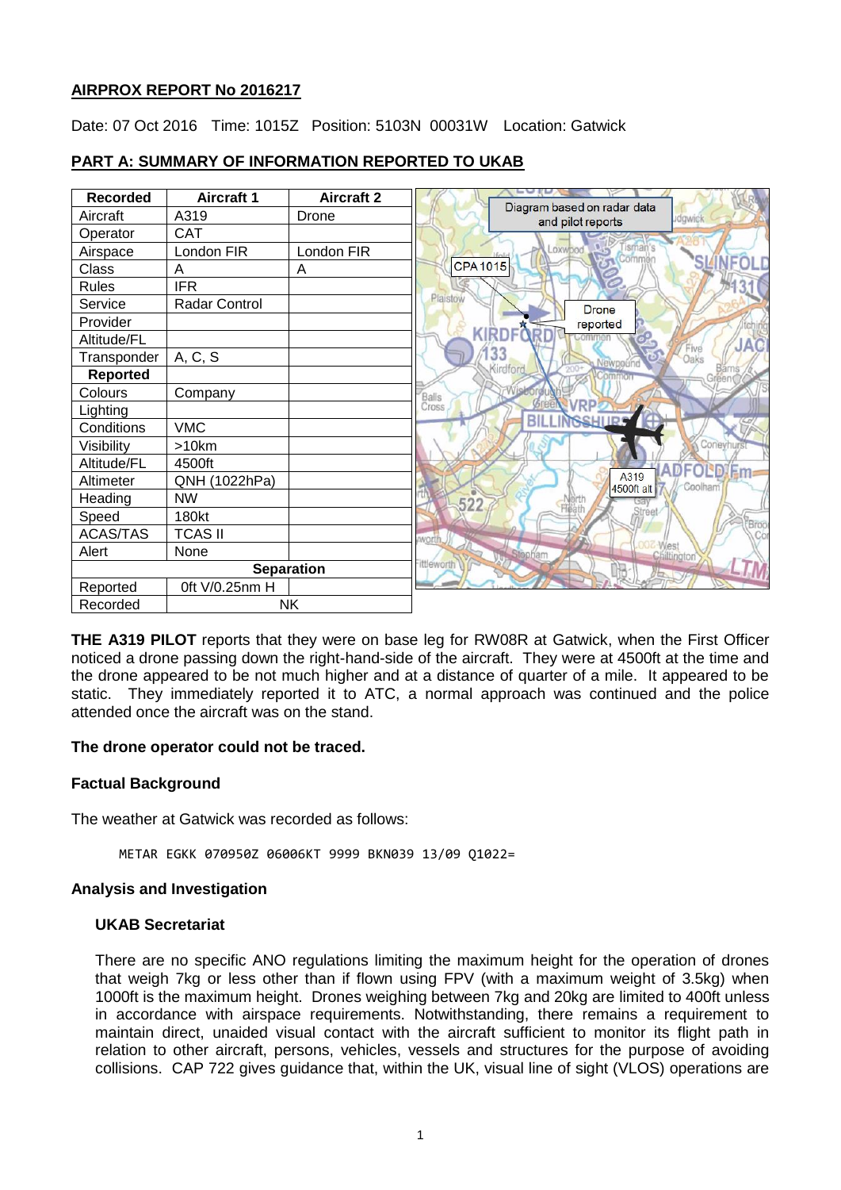**AIRPROX REPORT No 2016217**

Date: 07 Oct 2016 Time: 1015Z Position: 5103N 00031W Location: Gatwick

## PART A: SUMMARY OF INFORMATION REPORTED TO UKAB

| Recorded | Aircraft 1 | Aircraft 2 |
|---|---|---|
| Aircraft | A319 | Drone |
| Operator | CAT | |
| Airspace | London FIR | London FIR |
| Class | A | A |
| Rules | IFR | |
| Service | Radar Control | |
| Provider | | |
| Altitude/FL | | |
| Transponder | A, C, S | |
| **Reported** | | |
| Colours | Company | |
| Lighting | | |
| Conditions | VMC | |
| Visibility | >10km | |
| Altitude/FL | 4500ft | |
| Altimeter | QNH (1022hPa) | |
| Heading | NW | |
| Speed | 180kt | |
| ACAS/TAS | TCAS II | |
| Alert | None | |
| **Separation** | | |
| Reported | 0ft V/0.25nm H | |
| Recorded | NK | |

Diagram based on radar data and pilot reports

**THE A319 PILOT** reports that they were on base leg for RW08R at Gatwick, when the First Officer noticed a drone passing down the right-hand-side of the aircraft. They were at 4500ft at the time and the drone appeared to be not much higher and at a distance of quarter of a mile. It appeared to be static. They immediately reported it to ATC, a normal approach was continued and the police attended once the aircraft was on the stand.

**The drone operator could not be traced.**

### Factual Background

The weather at Gatwick was recorded as follows:

```
METAR EGKK 070950Z 06006KT 9999 BKN039 13/09 Q1022=
```

### Analysis and Investigation

#### UKAB Secretariat

There are no specific ANO regulations limiting the maximum height for the operation of drones that weigh 7kg or less other than if flown using FPV (with a maximum weight of 3.5kg) when 1000ft is the maximum height. Drones weighing between 7kg and 20kg are limited to 400ft unless in accordance with airspace requirements. Notwithstanding, there remains a requirement to maintain direct, unaided visual contact with the aircraft sufficient to monitor its flight path in relation to other aircraft, persons, vehicles, vessels and structures for the purpose of avoiding collisions. CAP 722 gives guidance that, within the UK, visual line of sight (VLOS) operations are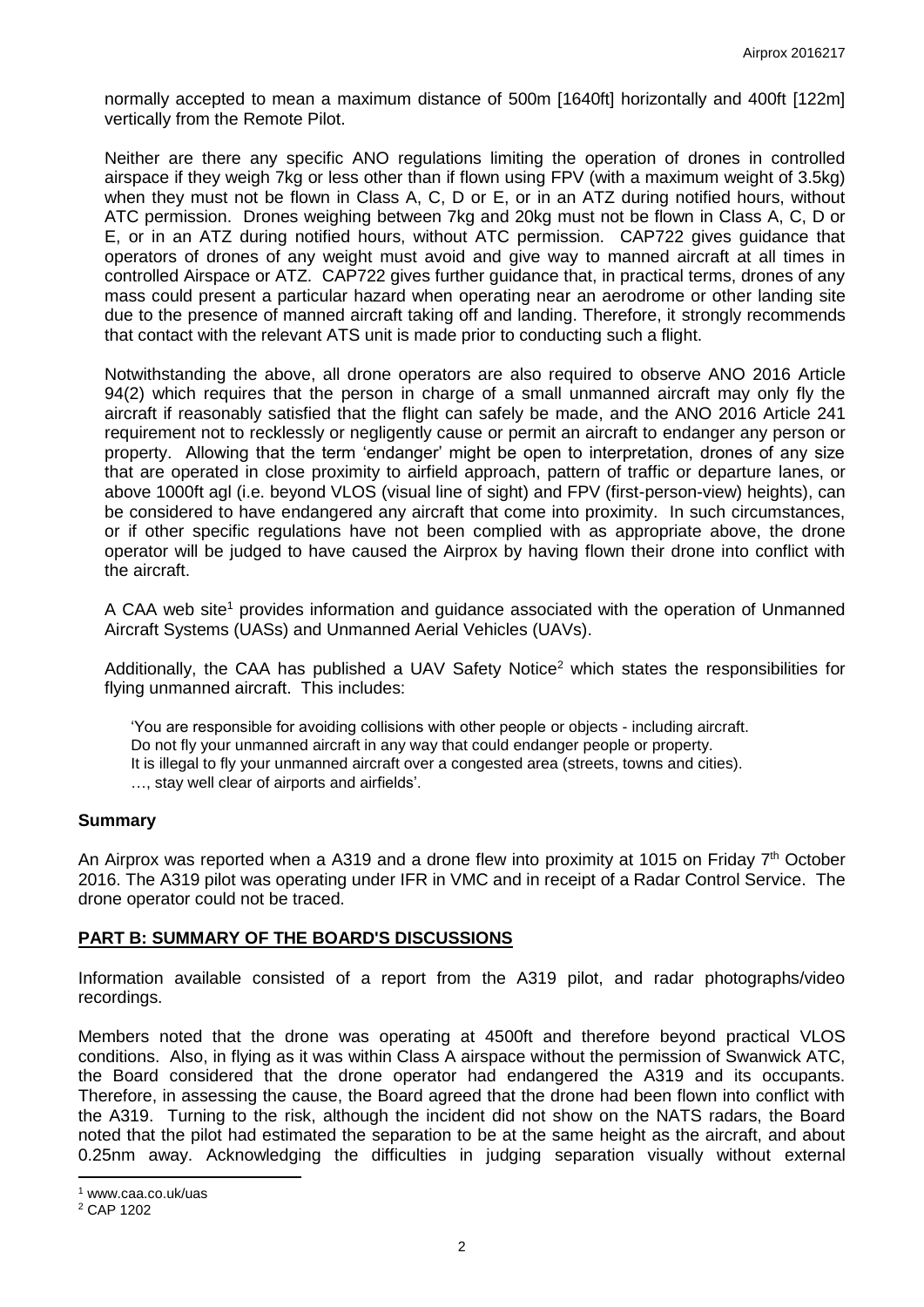normally accepted to mean a maximum distance of 500m [1640ft] horizontally and 400ft [122m] vertically from the Remote Pilot.

Neither are there any specific ANO regulations limiting the operation of drones in controlled airspace if they weigh 7kg or less other than if flown using FPV (with a maximum weight of 3.5kg) when they must not be flown in Class A, C, D or E, or in an ATZ during notified hours, without ATC permission. Drones weighing between 7kg and 20kg must not be flown in Class A, C, D or E, or in an ATZ during notified hours, without ATC permission. CAP722 gives guidance that operators of drones of any weight must avoid and give way to manned aircraft at all times in controlled Airspace or ATZ. CAP722 gives further guidance that, in practical terms, drones of any mass could present a particular hazard when operating near an aerodrome or other landing site due to the presence of manned aircraft taking off and landing. Therefore, it strongly recommends that contact with the relevant ATS unit is made prior to conducting such a flight.

Notwithstanding the above, all drone operators are also required to observe ANO 2016 Article 94(2) which requires that the person in charge of a small unmanned aircraft may only fly the aircraft if reasonably satisfied that the flight can safely be made, and the ANO 2016 Article 241 requirement not to recklessly or negligently cause or permit an aircraft to endanger any person or property. Allowing that the term 'endanger' might be open to interpretation, drones of any size that are operated in close proximity to airfield approach, pattern of traffic or departure lanes, or above 1000ft agl (i.e. beyond VLOS (visual line of sight) and FPV (first-person-view) heights), can be considered to have endangered any aircraft that come into proximity. In such circumstances, or if other specific regulations have not been complied with as appropriate above, the drone operator will be judged to have caused the Airprox by having flown their drone into conflict with the aircraft.

A CAA web site[1] provides information and guidance associated with the operation of Unmanned Aircraft Systems (UASs) and Unmanned Aerial Vehicles (UAVs).

Additionally, the CAA has published a UAV Safety Notice[2] which states the responsibilities for flying unmanned aircraft. This includes:

> 'You are responsible for avoiding collisions with other people or objects - including aircraft.
> Do not fly your unmanned aircraft in any way that could endanger people or property.
> It is illegal to fly your unmanned aircraft over a congested area (streets, towns and cities).
> …, stay well clear of airports and airfields'.

## Summary

An Airprox was reported when a A319 and a drone flew into proximity at 1015 on Friday 7th October 2016. The A319 pilot was operating under IFR in VMC and in receipt of a Radar Control Service. The drone operator could not be traced.

## PART B: SUMMARY OF THE BOARD'S DISCUSSIONS

Information available consisted of a report from the A319 pilot, and radar photographs/video recordings.

Members noted that the drone was operating at 4500ft and therefore beyond practical VLOS conditions. Also, in flying as it was within Class A airspace without the permission of Swanwick ATC, the Board considered that the drone operator had endangered the A319 and its occupants. Therefore, in assessing the cause, the Board agreed that the drone had been flown into conflict with the A319. Turning to the risk, although the incident did not show on the NATS radars, the Board noted that the pilot had estimated the separation to be at the same height as the aircraft, and about 0.25nm away. Acknowledging the difficulties in judging separation visually without external

---

[1] www.caa.co.uk/uas

[2] CAP 1202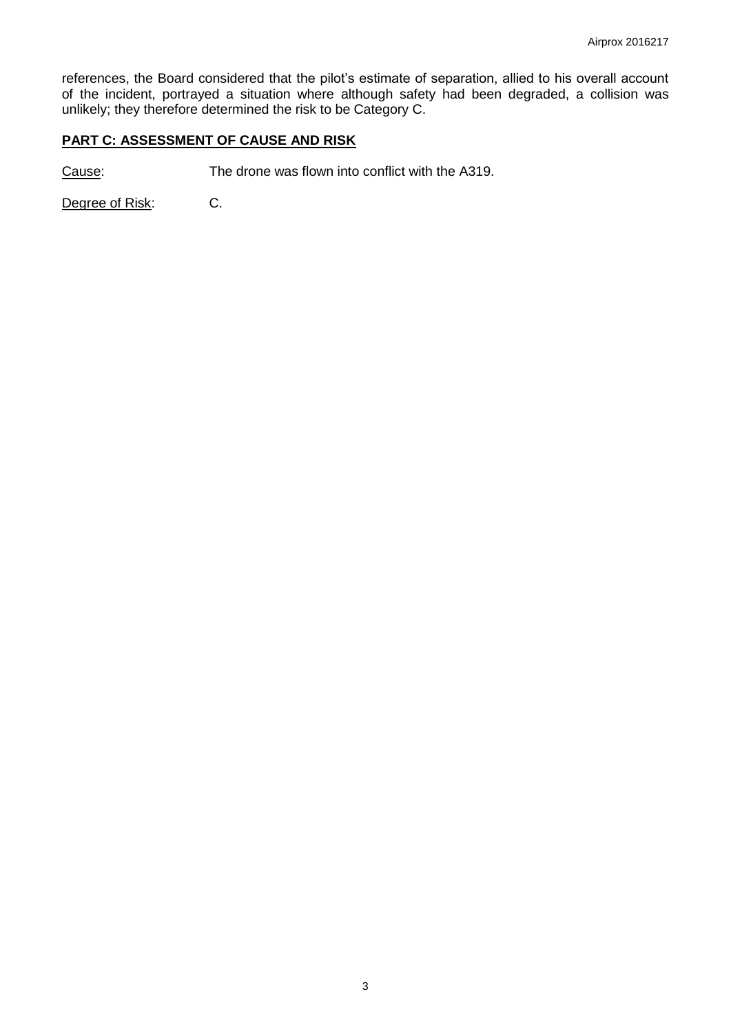references, the Board considered that the pilot's estimate of separation, allied to his overall account of the incident, portrayed a situation where although safety had been degraded, a collision was unlikely; they therefore determined the risk to be Category C.

## PART C: ASSESSMENT OF CAUSE AND RISK

Cause: The drone was flown into conflict with the A319.

Degree of Risk: C.